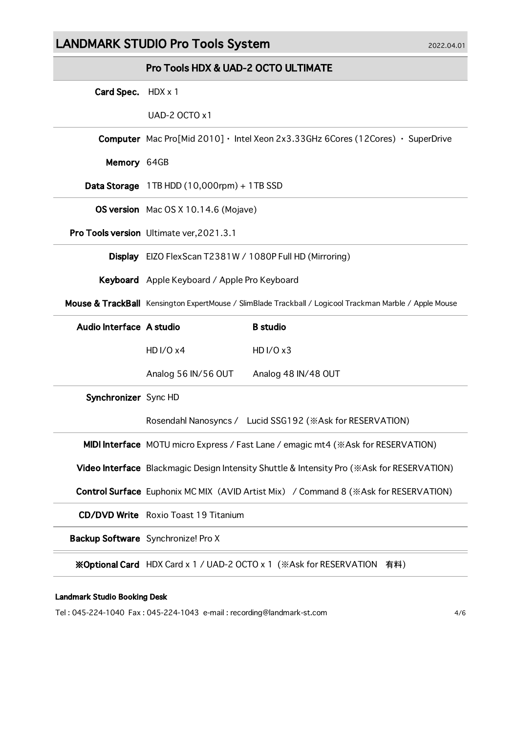# LANDMARK STUDIO Pro Tools System

2022.04.01

## Pro Tools HDX & UAD-2 OCTO ULTIMATE

| | | |
|---|---|---|
| **Card Spec.** | HDX x 1 | |
| | UAD-2 OCTO x1 | |
| **Computer** | Mac Pro[Mid 2010]・ Intel Xeon 2x3.33GHz 6Cores (12Cores) ・ SuperDrive | |
| **Memory** | 64GB | |
| **Data Storage** | 1TB HDD (10,000rpm) + 1TB SSD | |
| **OS version** | Mac OS X 10.14.6 (Mojave) | |
| **Pro Tools version** | Ultimate ver,2021.3.1 | |
| **Display** | EIZO FlexScan T2381W / 1080P Full HD (Mirroring) | |
| **Keyboard** | Apple Keyboard / Apple Pro Keyboard | |
| **Mouse & TrackBall** | Kensington ExpertMouse / SlimBlade Trackball / Logicool Trackman Marble / Apple Mouse | |
| **Audio Interface** | **A studio** | **B studio** |
| | HD I/O x4 | HD I/O x3 |
| | Analog 56 IN/56 OUT | Analog 48 IN/48 OUT |
| **Synchronizer** | Sync HD | |
| | Rosendahl Nanosyncs / Lucid SSG192 (※Ask for RESERVATION) | |
| **MIDI Interface** | MOTU micro Express / Fast Lane / emagic mt4 (※Ask for RESERVATION) | |
| **Video Interface** | Blackmagic Design Intensity Shuttle & Intensity Pro (※Ask for RESERVATION) | |
| **Control Surface** | Euphonix MC MIX（AVID Artist Mix） / Command 8 (※Ask for RESERVATION) | |
| **CD/DVD Write** | Roxio Toast 19 Titanium | |
| **Backup Software** | Synchronize! Pro X | |
| **※Optional Card** | HDX Card x 1 / UAD-2 OCTO x 1（※Ask for RESERVATION　有料） | |

**Landmark Studio Booking Desk**

Tel : 045-224-1040 Fax : 045-224-1043 e-mail : recording@landmark-st.com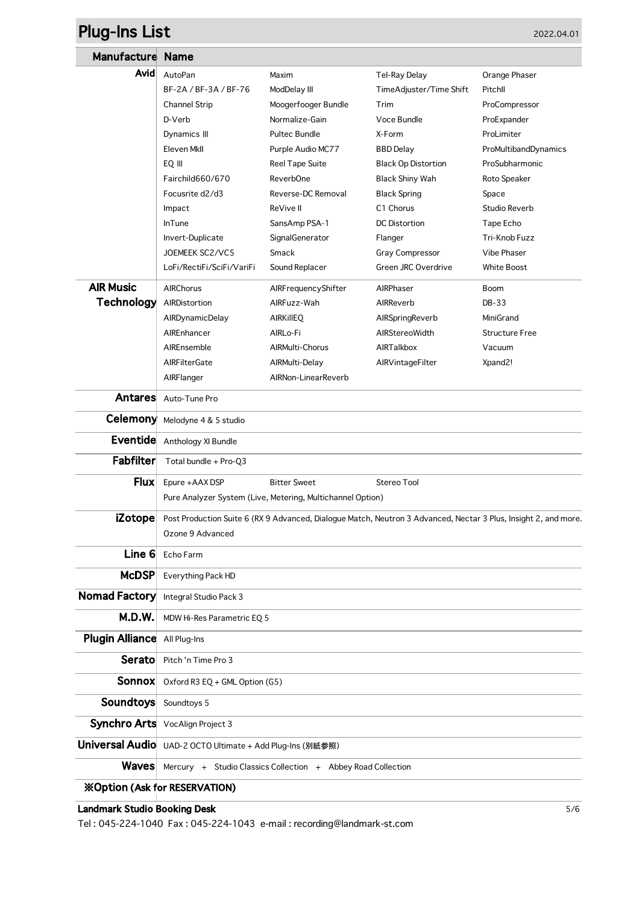# Plug-Ins List

2022.04.01

| Manufacture | Name | | | |
|---|---|---|---|---|
| **Avid** | AutoPan | Maxim | Tel-Ray Delay | Orange Phaser |
| | BF-2A / BF-3A / BF-76 | ModDelay III | TimeAdjuster/Time Shift | PitchII |
| | Channel Strip | Moogerfooger Bundle | Trim | ProCompressor |
| | D-Verb | Normalize-Gain | Voce Bundle | ProExpander |
| | Dynamics III | Pultec Bundle | X-Form | ProLimiter |
| | Eleven MkII | Purple Audio MC77 | BBD Delay | ProMultibandDynamics |
| | EQ III | Reel Tape Suite | Black Op Distortion | ProSubharmonic |
| | Fairchild660/670 | ReverbOne | Black Shiny Wah | Roto Speaker |
| | Focusrite d2/d3 | Reverse-DC Removal | Black Spring | Space |
| | Impact | ReVive II | C1 Chorus | Studio Reverb |
| | InTune | SansAmp PSA-1 | DC Distortion | Tape Echo |
| | Invert-Duplicate | SignalGenerator | Flanger | Tri-Knob Fuzz |
| | JOEMEEK SC2/VC5 | Smack | Gray Compressor | Vibe Phaser |
| | LoFi/RectiFi/SciFi/VariFi | Sound Replacer | Green JRC Overdrive | White Boost |
| **AIR Music Technology** | AIRChorus | AIRFrequencyShifter | AIRPhaser | Boom |
| | AIRDistortion | AIRFuzz-Wah | AIRReverb | DB-33 |
| | AIRDynamicDelay | AIRKillEQ | AIRSpringReverb | MiniGrand |
| | AIREnhancer | AIRLo-Fi | AIRStereoWidth | Structure Free |
| | AIREnsemble | AIRMulti-Chorus | AIRTalkbox | Vacuum |
| | AIRFilterGate | AIRMulti-Delay | AIRVintageFilter | Xpand2! |
| | AIRFlanger | AIRNon-LinearReverb | | |
| **Antares** | Auto-Tune Pro | | | |
| **Celemony** | Melodyne 4 & 5 studio | | | |
| **Eventide** | Anthology XI Bundle | | | |
| **Fabfilter** | Total bundle + Pro-Q3 | | | |
| **Flux** | Epure +AAX DSP | Bitter Sweet | Stereo Tool | |
| | Pure Analyzer System (Live, Metering, Multichannel Option) | | | |
| **iZotope** | Post Production Suite 6 (RX 9 Advanced, Dialogue Match, Neutron 3 Advanced, Nectar 3 Plus, Insight 2, and more. | | | |
| | Ozone 9 Advanced | | | |
| **Line 6** | Echo Farm | | | |
| **McDSP** | Everything Pack HD | | | |
| **Nomad Factory** | Integral Studio Pack 3 | | | |
| **M.D.W.** | MDW Hi-Res Parametric EQ 5 | | | |
| **Plugin Alliance** | All Plug-Ins | | | |
| **Serato** | Pitch 'n Time Pro 3 | | | |
| **Sonnox** | Oxford R3 EQ + GML Option (G5) | | | |
| **Soundtoys** | Soundtoys 5 | | | |
| **Synchro Arts** | VocAlign Project 3 | | | |
| **Universal Audio** | UAD-2 OCTO Ultimate + Add Plug-Ins (別紙参照) | | | |
| **Waves** | Mercury + Studio Classics Collection + Abbey Road Collection | | | |

**※Option (Ask for RESERVATION)**

**Landmark Studio Booking Desk**

Tel : 045-224-1040 Fax : 045-224-1043 e-mail : recording@landmark-st.com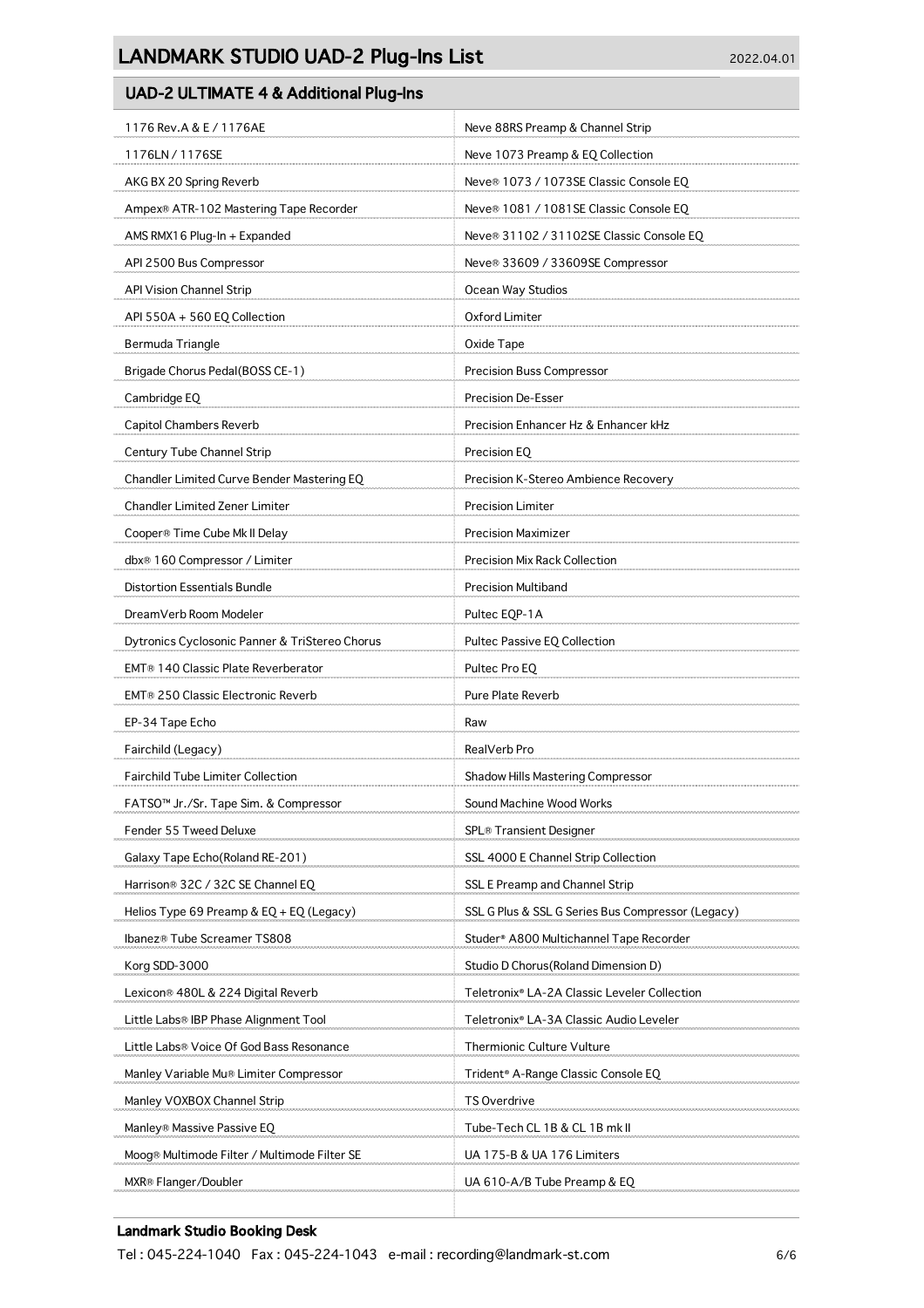# LANDMARK STUDIO UAD-2 Plug-Ins List

2022.04.01

## UAD-2 ULTIMATE 4 & Additional Plug-Ins

| | |
|---|---|
| 1176 Rev.A & E / 1176AE | Neve 88RS Preamp & Channel Strip |
| 1176LN / 1176SE | Neve 1073 Preamp & EQ Collection |
| AKG BX 20 Spring Reverb | Neve® 1073 / 1073SE Classic Console EQ |
| Ampex® ATR-102 Mastering Tape Recorder | Neve® 1081 / 1081SE Classic Console EQ |
| AMS RMX16 Plug-In + Expanded | Neve® 31102 / 31102SE Classic Console EQ |
| API 2500 Bus Compressor | Neve® 33609 / 33609SE Compressor |
| API Vision Channel Strip | Ocean Way Studios |
| API 550A + 560 EQ Collection | Oxford Limiter |
| Bermuda Triangle | Oxide Tape |
| Brigade Chorus Pedal(BOSS CE-1) | Precision Buss Compressor |
| Cambridge EQ | Precision De-Esser |
| Capitol Chambers Reverb | Precision Enhancer Hz & Enhancer kHz |
| Century Tube Channel Strip | Precision EQ |
| Chandler Limited Curve Bender Mastering EQ | Precision K-Stereo Ambience Recovery |
| Chandler Limited Zener Limiter | Precision Limiter |
| Cooper® Time Cube Mk II Delay | Precision Maximizer |
| dbx® 160 Compressor / Limiter | Precision Mix Rack Collection |
| Distortion Essentials Bundle | Precision Multiband |
| DreamVerb Room Modeler | Pultec EQP-1A |
| Dytronics Cyclosonic Panner & TriStereo Chorus | Pultec Passive EQ Collection |
| EMT® 140 Classic Plate Reverberator | Pultec Pro EQ |
| EMT® 250 Classic Electronic Reverb | Pure Plate Reverb |
| EP-34 Tape Echo | Raw |
| Fairchild (Legacy) | RealVerb Pro |
| Fairchild Tube Limiter Collection | Shadow Hills Mastering Compressor |
| FATSO™ Jr./Sr. Tape Sim. & Compressor | Sound Machine Wood Works |
| Fender 55 Tweed Deluxe | SPL® Transient Designer |
| Galaxy Tape Echo(Roland RE-201) | SSL 4000 E Channel Strip Collection |
| Harrison® 32C / 32C SE Channel EQ | SSL E Preamp and Channel Strip |
| Helios Type 69 Preamp & EQ + EQ (Legacy) | SSL G Plus & SSL G Series Bus Compressor (Legacy) |
| Ibanez® Tube Screamer TS808 | Studer® A800 Multichannel Tape Recorder |
| Korg SDD-3000 | Studio D Chorus(Roland Dimension D) |
| Lexicon® 480L & 224 Digital Reverb | Teletronix® LA-2A Classic Leveler Collection |
| Little Labs® IBP Phase Alignment Tool | Teletronix® LA-3A Classic Audio Leveler |
| Little Labs® Voice Of God Bass Resonance | Thermionic Culture Vulture |
| Manley Variable Mu® Limiter Compressor | Trident® A-Range Classic Console EQ |
| Manley VOXBOX Channel Strip | TS Overdrive |
| Manley® Massive Passive EQ | Tube-Tech CL 1B & CL 1B mk II |
| Moog® Multimode Filter / Multimode Filter SE | UA 175-B & UA 176 Limiters |
| MXR® Flanger/Doubler | UA 610-A/B Tube Preamp & EQ |

**Landmark Studio Booking Desk**

Tel : 045-224-1040　Fax : 045-224-1043　e-mail : recording@landmark-st.com